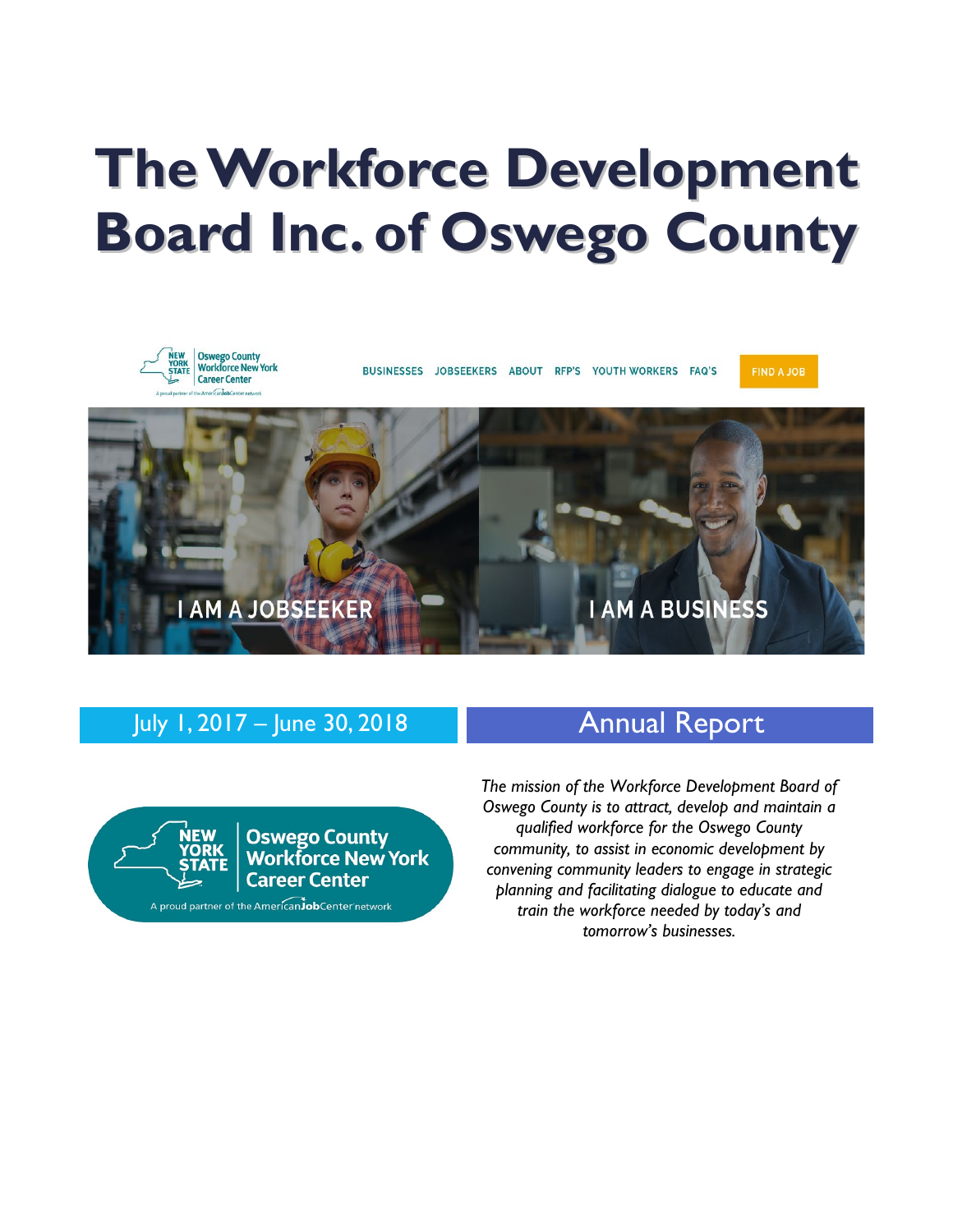# The Workforce Development Board Inc. of Oswego County

July 1, 2017 – June 30, 2018

## Annual Report

*The mission of the Workforce Development Board of Oswego County is to attract, develop and maintain a qualified workforce for the Oswego County community, to assist in economic development by convening community leaders to engage in strategic planning and facilitating dialogue to educate and train the workforce needed by today's and tomorrow's businesses.*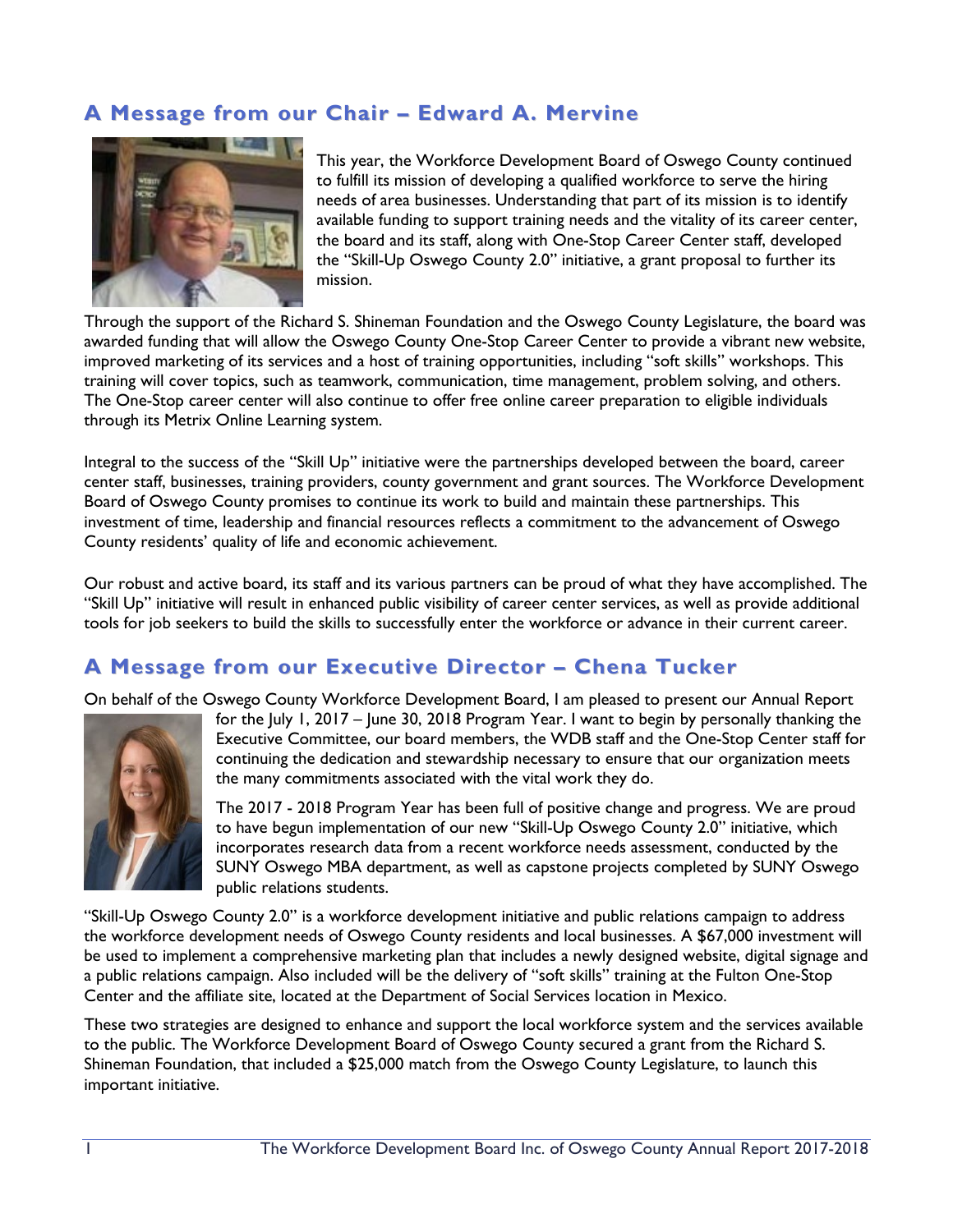## A Message from our Chair – Edward A. Mervine

This year, the Workforce Development Board of Oswego County continued to fulfill its mission of developing a qualified workforce to serve the hiring needs of area businesses. Understanding that part of its mission is to identify available funding to support training needs and the vitality of its career center, the board and its staff, along with One-Stop Career Center staff, developed the "Skill-Up Oswego County 2.0" initiative, a grant proposal to further its mission.

Through the support of the Richard S. Shineman Foundation and the Oswego County Legislature, the board was awarded funding that will allow the Oswego County One-Stop Career Center to provide a vibrant new website, improved marketing of its services and a host of training opportunities, including "soft skills" workshops. This training will cover topics, such as teamwork, communication, time management, problem solving, and others. The One-Stop career center will also continue to offer free online career preparation to eligible individuals through its Metrix Online Learning system.

Integral to the success of the "Skill Up" initiative were the partnerships developed between the board, career center staff, businesses, training providers, county government and grant sources. The Workforce Development Board of Oswego County promises to continue its work to build and maintain these partnerships. This investment of time, leadership and financial resources reflects a commitment to the advancement of Oswego County residents' quality of life and economic achievement.

Our robust and active board, its staff and its various partners can be proud of what they have accomplished. The "Skill Up" initiative will result in enhanced public visibility of career center services, as well as provide additional tools for job seekers to build the skills to successfully enter the workforce or advance in their current career.

## A Message from our Executive Director – Chena Tucker

On behalf of the Oswego County Workforce Development Board, I am pleased to present our Annual Report for the July 1, 2017 – June 30, 2018 Program Year. I want to begin by personally thanking the Executive Committee, our board members, the WDB staff and the One-Stop Center staff for continuing the dedication and stewardship necessary to ensure that our organization meets the many commitments associated with the vital work they do.

The 2017 - 2018 Program Year has been full of positive change and progress. We are proud to have begun implementation of our new "Skill-Up Oswego County 2.0" initiative, which incorporates research data from a recent workforce needs assessment, conducted by the SUNY Oswego MBA department, as well as capstone projects completed by SUNY Oswego public relations students.

"Skill-Up Oswego County 2.0" is a workforce development initiative and public relations campaign to address the workforce development needs of Oswego County residents and local businesses. A $67,000 investment will be used to implement a comprehensive marketing plan that includes a newly designed website, digital signage and a public relations campaign. Also included will be the delivery of "soft skills" training at the Fulton One-Stop Center and the affiliate site, located at the Department of Social Services location in Mexico.

These two strategies are designed to enhance and support the local workforce system and the services available to the public. The Workforce Development Board of Oswego County secured a grant from the Richard S. Shineman Foundation, that included a $25,000 match from the Oswego County Legislature, to launch this important initiative.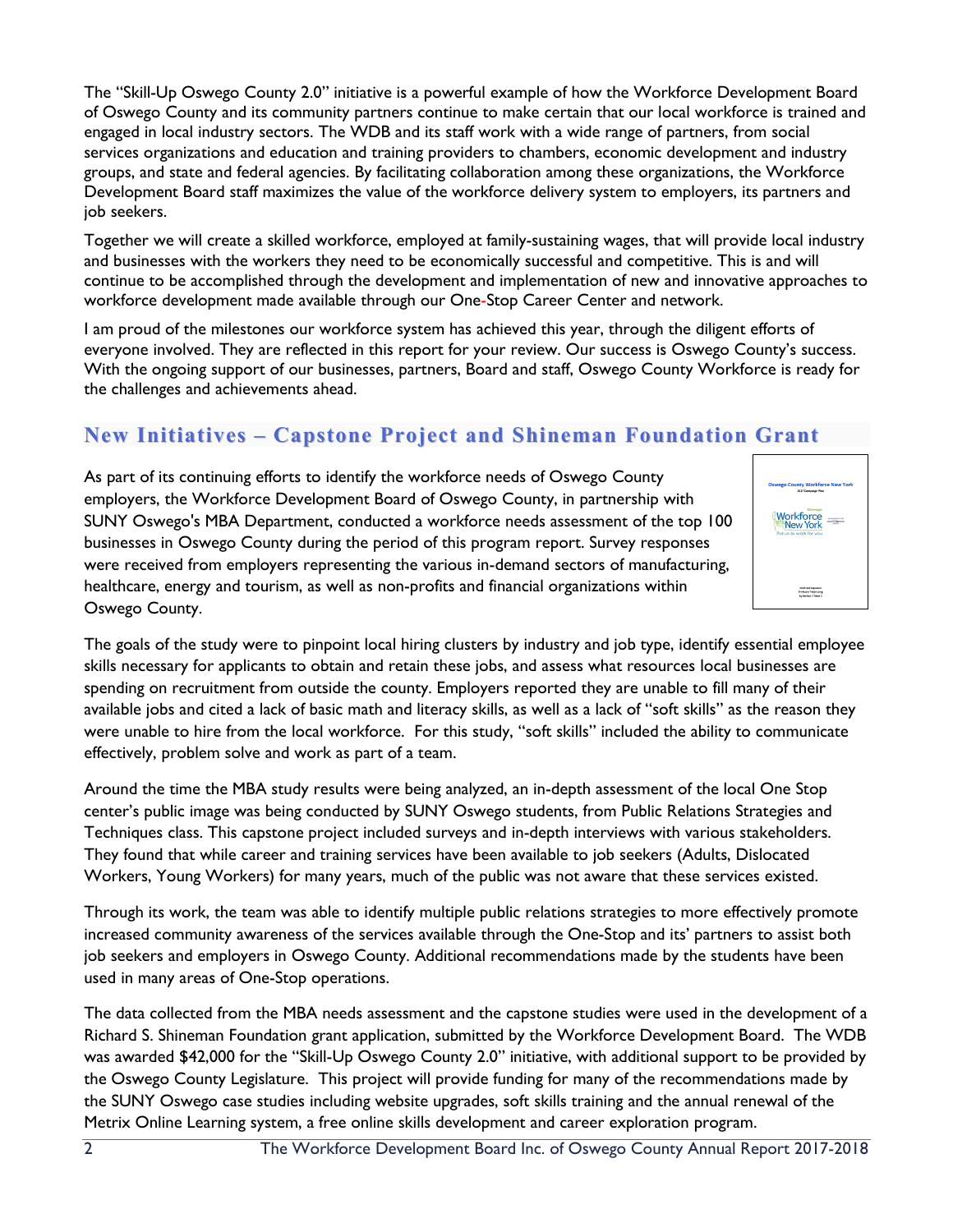The "Skill-Up Oswego County 2.0" initiative is a powerful example of how the Workforce Development Board of Oswego County and its community partners continue to make certain that our local workforce is trained and engaged in local industry sectors. The WDB and its staff work with a wide range of partners, from social services organizations and education and training providers to chambers, economic development and industry groups, and state and federal agencies. By facilitating collaboration among these organizations, the Workforce Development Board staff maximizes the value of the workforce delivery system to employers, its partners and job seekers.

Together we will create a skilled workforce, employed at family-sustaining wages, that will provide local industry and businesses with the workers they need to be economically successful and competitive. This is and will continue to be accomplished through the development and implementation of new and innovative approaches to workforce development made available through our One-Stop Career Center and network.

I am proud of the milestones our workforce system has achieved this year, through the diligent efforts of everyone involved. They are reflected in this report for your review. Our success is Oswego County's success. With the ongoing support of our businesses, partners, Board and staff, Oswego County Workforce is ready for the challenges and achievements ahead.

## New Initiatives – Capstone Project and Shineman Foundation Grant

As part of its continuing efforts to identify the workforce needs of Oswego County employers, the Workforce Development Board of Oswego County, in partnership with SUNY Oswego's MBA Department, conducted a workforce needs assessment of the top 100 businesses in Oswego County during the period of this program report. Survey responses were received from employers representing the various in-demand sectors of manufacturing, healthcare, energy and tourism, as well as non-profits and financial organizations within Oswego County.

The goals of the study were to pinpoint local hiring clusters by industry and job type, identify essential employee skills necessary for applicants to obtain and retain these jobs, and assess what resources local businesses are spending on recruitment from outside the county. Employers reported they are unable to fill many of their available jobs and cited a lack of basic math and literacy skills, as well as a lack of "soft skills" as the reason they were unable to hire from the local workforce. For this study, "soft skills" included the ability to communicate effectively, problem solve and work as part of a team.

Around the time the MBA study results were being analyzed, an in-depth assessment of the local One Stop center's public image was being conducted by SUNY Oswego students, from Public Relations Strategies and Techniques class. This capstone project included surveys and in-depth interviews with various stakeholders. They found that while career and training services have been available to job seekers (Adults, Dislocated Workers, Young Workers) for many years, much of the public was not aware that these services existed.

Through its work, the team was able to identify multiple public relations strategies to more effectively promote increased community awareness of the services available through the One-Stop and its' partners to assist both job seekers and employers in Oswego County. Additional recommendations made by the students have been used in many areas of One-Stop operations.

The data collected from the MBA needs assessment and the capstone studies were used in the development of a Richard S. Shineman Foundation grant application, submitted by the Workforce Development Board. The WDB was awarded $42,000 for the "Skill-Up Oswego County 2.0" initiative, with additional support to be provided by the Oswego County Legislature. This project will provide funding for many of the recommendations made by the SUNY Oswego case studies including website upgrades, soft skills training and the annual renewal of the Metrix Online Learning system, a free online skills development and career exploration program.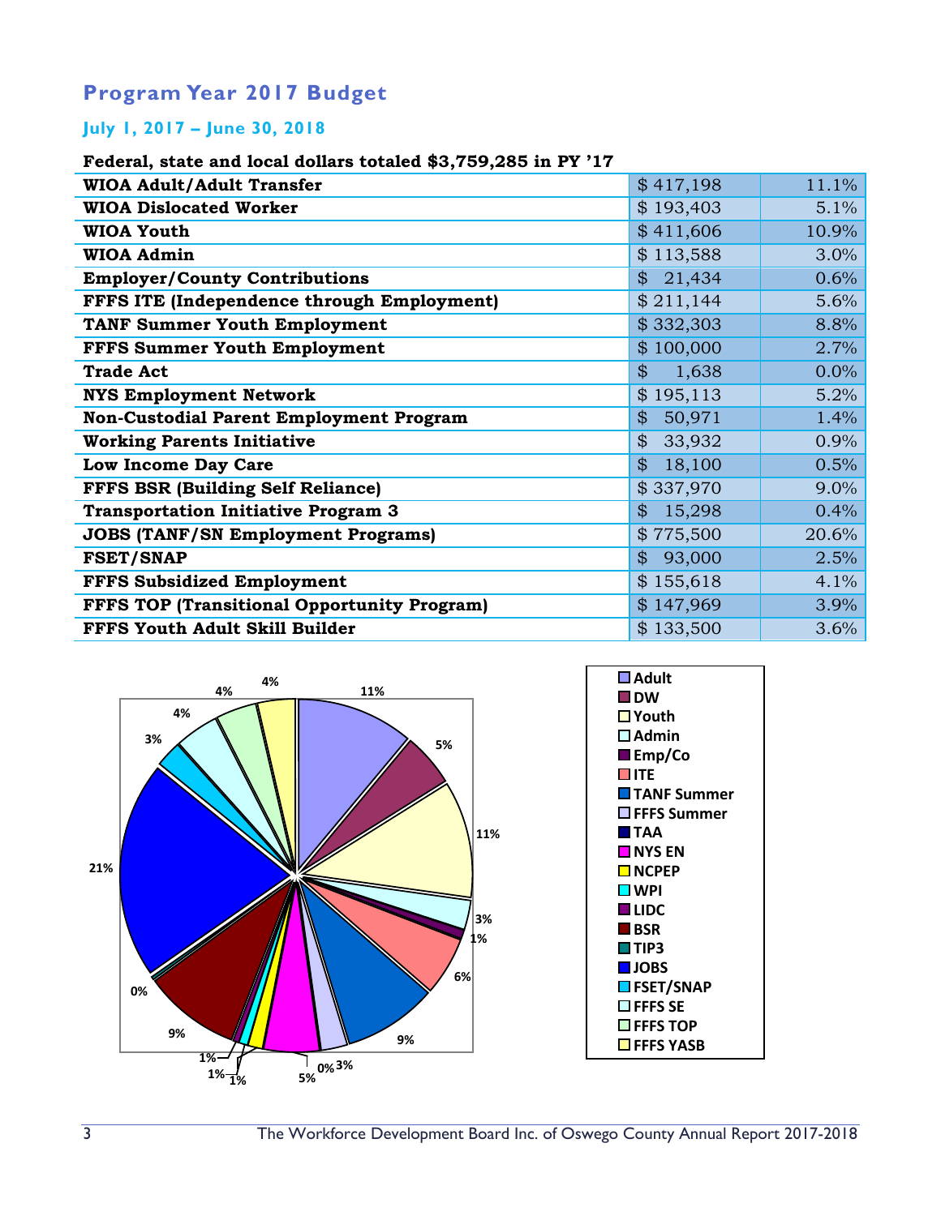## Program Year 2017 Budget

### July 1, 2017 – June 30, 2018

**Federal, state and local dollars totaled $3,759,285 in PY '17**

| | | |
|---|---|---|
| **WIOA Adult/Adult Transfer** | $ 417,198 | 11.1% |
| **WIOA Dislocated Worker** | $ 193,403 | 5.1% |
| **WIOA Youth** | $ 411,606 | 10.9% |
| **WIOA Admin** | $ 113,588 | 3.0% |
| **Employer/County Contributions** | $ 21,434 | 0.6% |
| **FFFS ITE (Independence through Employment)** | $ 211,144 | 5.6% |
| **TANF Summer Youth Employment** | $ 332,303 | 8.8% |
| **FFFS Summer Youth Employment** | $ 100,000 | 2.7% |
| **Trade Act** | $ 1,638 | 0.0% |
| **NYS Employment Network** | $ 195,113 | 5.2% |
| **Non-Custodial Parent Employment Program** | $ 50,971 | 1.4% |
| **Working Parents Initiative** | $ 33,932 | 0.9% |
| **Low Income Day Care** | $ 18,100 | 0.5% |
| **FFFS BSR (Building Self Reliance)** | $ 337,970 | 9.0% |
| **Transportation Initiative Program 3** | $ 15,298 | 0.4% |
| **JOBS (TANF/SN Employment Programs)** | $ 775,500 | 20.6% |
| **FSET/SNAP** | $ 93,000 | 2.5% |
| **FFFS Subsidized Employment** | $ 155,618 | 4.1% |
| **FFFS TOP (Transitional Opportunity Program)** | $ 147,969 | 3.9% |
| **FFFS Youth Adult Skill Builder** | $ 133,500 | 3.6% |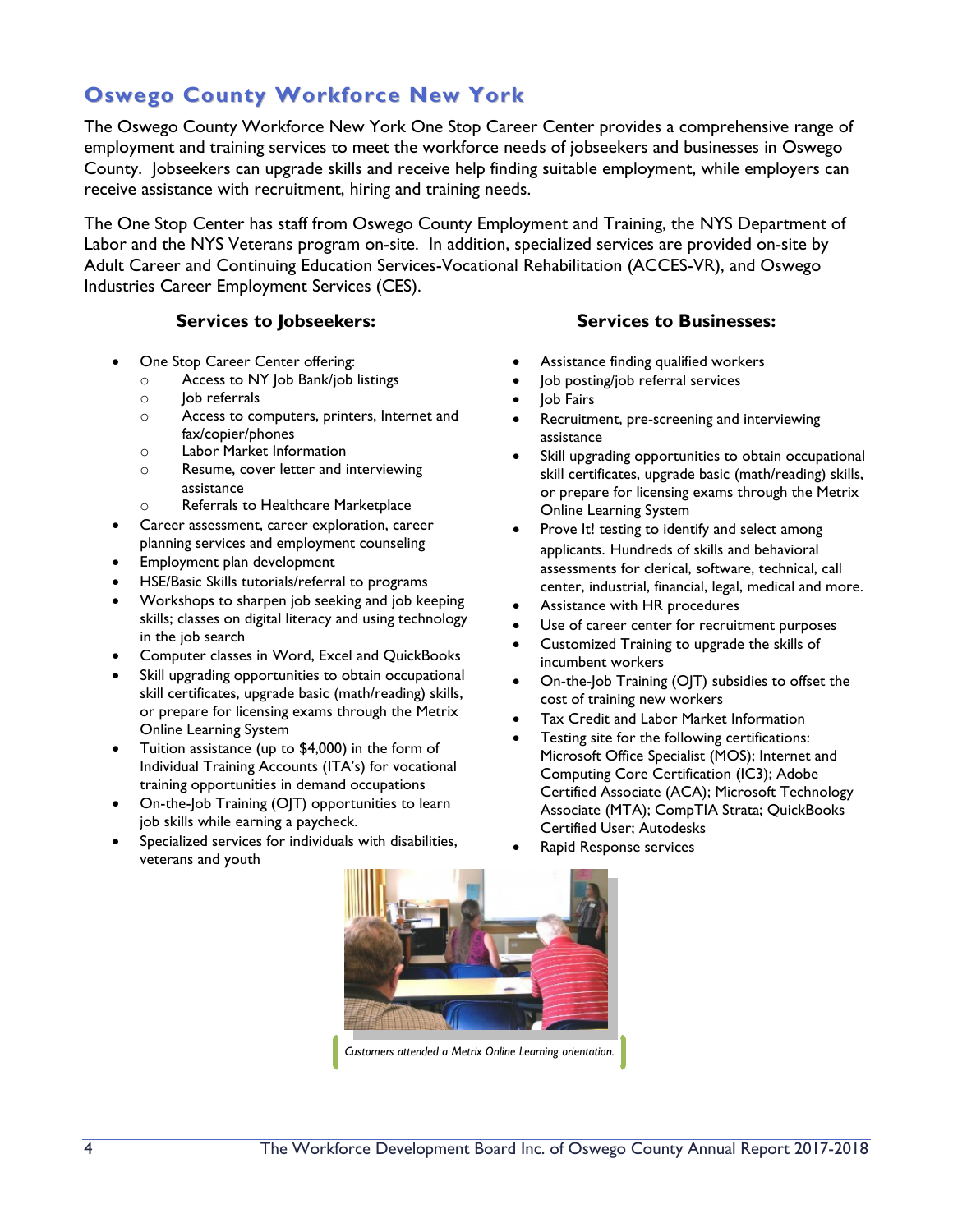## Oswego County Workforce New York

The Oswego County Workforce New York One Stop Career Center provides a comprehensive range of employment and training services to meet the workforce needs of jobseekers and businesses in Oswego County. Jobseekers can upgrade skills and receive help finding suitable employment, while employers can receive assistance with recruitment, hiring and training needs.

The One Stop Center has staff from Oswego County Employment and Training, the NYS Department of Labor and the NYS Veterans program on-site. In addition, specialized services are provided on-site by Adult Career and Continuing Education Services-Vocational Rehabilitation (ACCES-VR), and Oswego Industries Career Employment Services (CES).

### Services to Jobseekers:

- One Stop Career Center offering:
  - Access to NY Job Bank/job listings
  - Job referrals
  - Access to computers, printers, Internet and fax/copier/phones
  - Labor Market Information
  - Resume, cover letter and interviewing assistance
  - Referrals to Healthcare Marketplace
- Career assessment, career exploration, career planning services and employment counseling
- Employment plan development
- HSE/Basic Skills tutorials/referral to programs
- Workshops to sharpen job seeking and job keeping skills; classes on digital literacy and using technology in the job search
- Computer classes in Word, Excel and QuickBooks
- Skill upgrading opportunities to obtain occupational skill certificates, upgrade basic (math/reading) skills, or prepare for licensing exams through the Metrix Online Learning System
- Tuition assistance (up to $4,000) in the form of Individual Training Accounts (ITA's) for vocational training opportunities in demand occupations
- On-the-Job Training (OJT) opportunities to learn job skills while earning a paycheck.
- Specialized services for individuals with disabilities, veterans and youth

### Services to Businesses:

- Assistance finding qualified workers
- Job posting/job referral services
- Job Fairs
- Recruitment, pre-screening and interviewing assistance
- Skill upgrading opportunities to obtain occupational skill certificates, upgrade basic (math/reading) skills, or prepare for licensing exams through the Metrix Online Learning System
- Prove It! testing to identify and select among applicants. Hundreds of skills and behavioral assessments for clerical, software, technical, call center, industrial, financial, legal, medical and more.
- Assistance with HR procedures
- Use of career center for recruitment purposes
- Customized Training to upgrade the skills of incumbent workers
- On-the-Job Training (OJT) subsidies to offset the cost of training new workers
- Tax Credit and Labor Market Information
- Testing site for the following certifications: Microsoft Office Specialist (MOS); Internet and Computing Core Certification (IC3); Adobe Certified Associate (ACA); Microsoft Technology Associate (MTA); CompTIA Strata; QuickBooks Certified User; Autodesks
- Rapid Response services

*Customers attended a Metrix Online Learning orientation.*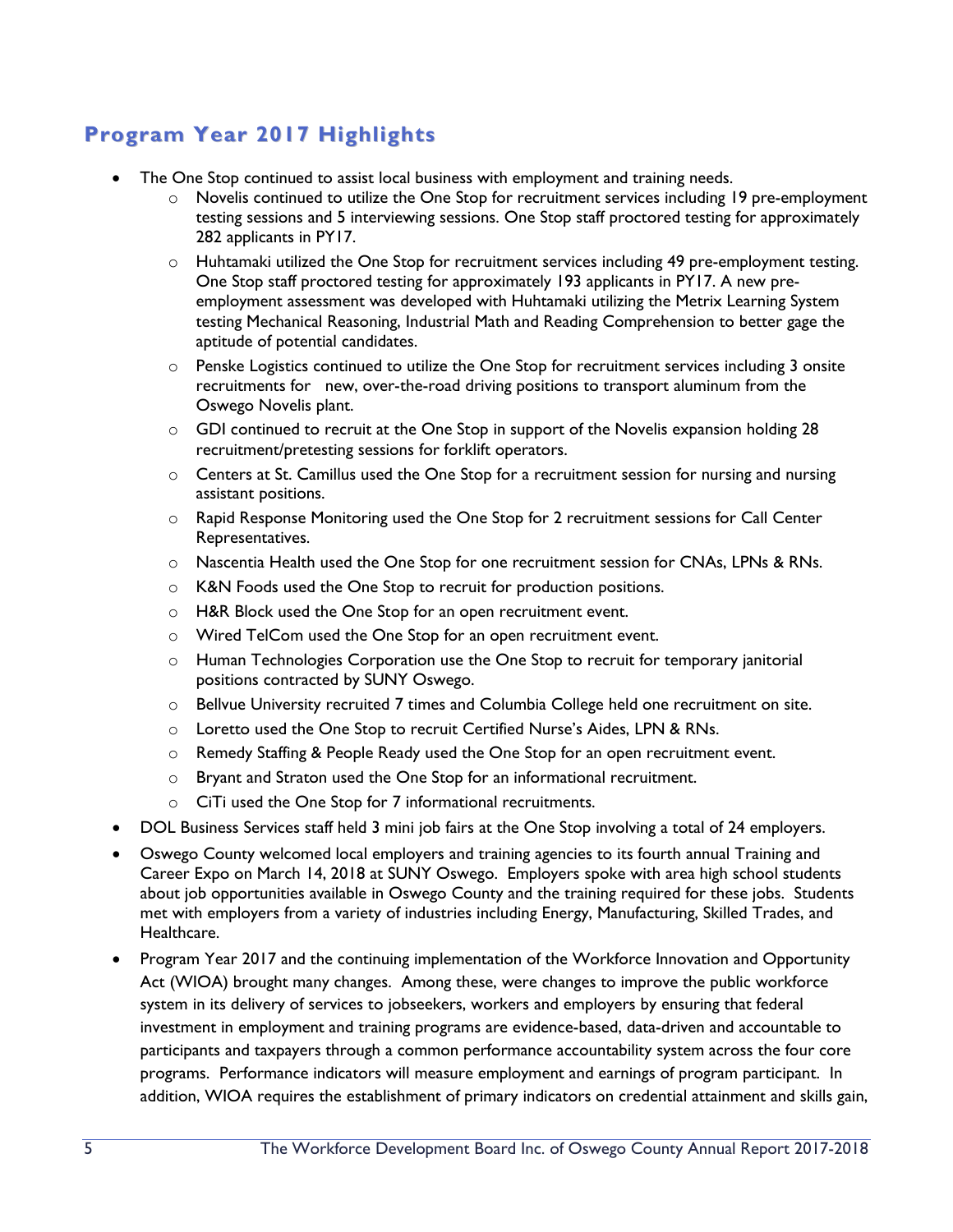## Program Year 2017 Highlights

- The One Stop continued to assist local business with employment and training needs.
  - Novelis continued to utilize the One Stop for recruitment services including 19 pre-employment testing sessions and 5 interviewing sessions. One Stop staff proctored testing for approximately 282 applicants in PY17.
  - Huhtamaki utilized the One Stop for recruitment services including 49 pre-employment testing. One Stop staff proctored testing for approximately 193 applicants in PY17. A new pre-employment assessment was developed with Huhtamaki utilizing the Metrix Learning System testing Mechanical Reasoning, Industrial Math and Reading Comprehension to better gage the aptitude of potential candidates.
  - Penske Logistics continued to utilize the One Stop for recruitment services including 3 onsite recruitments for new, over-the-road driving positions to transport aluminum from the Oswego Novelis plant.
  - GDI continued to recruit at the One Stop in support of the Novelis expansion holding 28 recruitment/pretesting sessions for forklift operators.
  - Centers at St. Camillus used the One Stop for a recruitment session for nursing and nursing assistant positions.
  - Rapid Response Monitoring used the One Stop for 2 recruitment sessions for Call Center Representatives.
  - Nascentia Health used the One Stop for one recruitment session for CNAs, LPNs & RNs.
  - K&N Foods used the One Stop to recruit for production positions.
  - H&R Block used the One Stop for an open recruitment event.
  - Wired TelCom used the One Stop for an open recruitment event.
  - Human Technologies Corporation use the One Stop to recruit for temporary janitorial positions contracted by SUNY Oswego.
  - Bellvue University recruited 7 times and Columbia College held one recruitment on site.
  - Loretto used the One Stop to recruit Certified Nurse's Aides, LPN & RNs.
  - Remedy Staffing & People Ready used the One Stop for an open recruitment event.
  - Bryant and Straton used the One Stop for an informational recruitment.
  - CiTi used the One Stop for 7 informational recruitments.
- DOL Business Services staff held 3 mini job fairs at the One Stop involving a total of 24 employers.
- Oswego County welcomed local employers and training agencies to its fourth annual Training and Career Expo on March 14, 2018 at SUNY Oswego. Employers spoke with area high school students about job opportunities available in Oswego County and the training required for these jobs. Students met with employers from a variety of industries including Energy, Manufacturing, Skilled Trades, and Healthcare.
- Program Year 2017 and the continuing implementation of the Workforce Innovation and Opportunity Act (WIOA) brought many changes. Among these, were changes to improve the public workforce system in its delivery of services to jobseekers, workers and employers by ensuring that federal investment in employment and training programs are evidence-based, data-driven and accountable to participants and taxpayers through a common performance accountability system across the four core programs. Performance indicators will measure employment and earnings of program participant. In addition, WIOA requires the establishment of primary indicators on credential attainment and skills gain,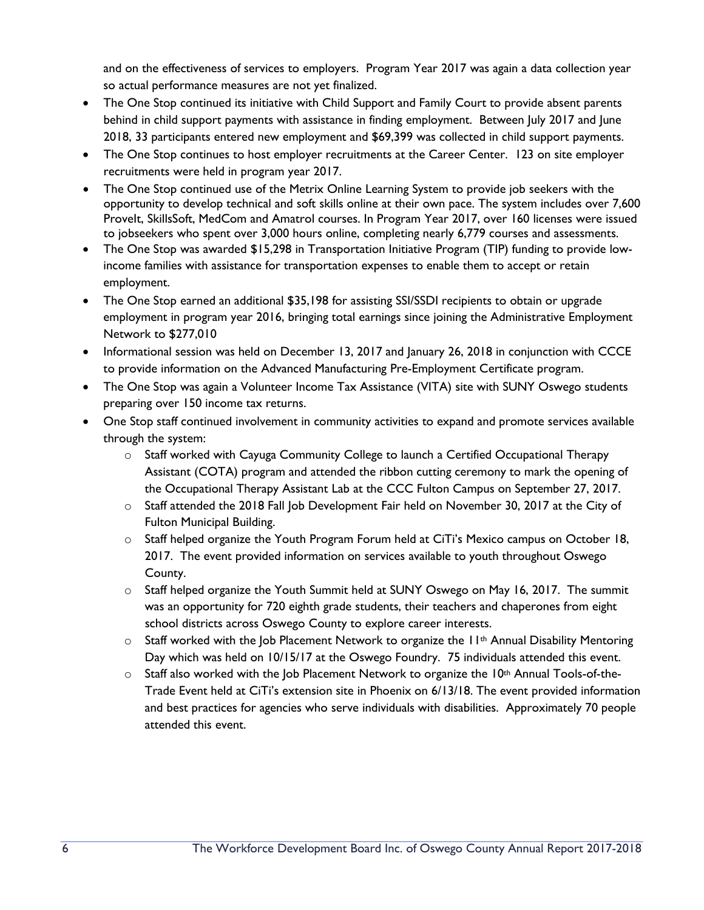and on the effectiveness of services to employers. Program Year 2017 was again a data collection year so actual performance measures are not yet finalized.

- The One Stop continued its initiative with Child Support and Family Court to provide absent parents behind in child support payments with assistance in finding employment. Between July 2017 and June 2018, 33 participants entered new employment and $69,399 was collected in child support payments.
- The One Stop continues to host employer recruitments at the Career Center. 123 on site employer recruitments were held in program year 2017.
- The One Stop continued use of the Metrix Online Learning System to provide job seekers with the opportunity to develop technical and soft skills online at their own pace. The system includes over 7,600 ProveIt, SkillsSoft, MedCom and Amatrol courses. In Program Year 2017, over 160 licenses were issued to jobseekers who spent over 3,000 hours online, completing nearly 6,779 courses and assessments.
- The One Stop was awarded $15,298 in Transportation Initiative Program (TIP) funding to provide low-income families with assistance for transportation expenses to enable them to accept or retain employment.
- The One Stop earned an additional $35,198 for assisting SSI/SSDI recipients to obtain or upgrade employment in program year 2016, bringing total earnings since joining the Administrative Employment Network to $277,010
- Informational session was held on December 13, 2017 and January 26, 2018 in conjunction with CCCE to provide information on the Advanced Manufacturing Pre-Employment Certificate program.
- The One Stop was again a Volunteer Income Tax Assistance (VITA) site with SUNY Oswego students preparing over 150 income tax returns.
- One Stop staff continued involvement in community activities to expand and promote services available through the system:
  - Staff worked with Cayuga Community College to launch a Certified Occupational Therapy Assistant (COTA) program and attended the ribbon cutting ceremony to mark the opening of the Occupational Therapy Assistant Lab at the CCC Fulton Campus on September 27, 2017.
  - Staff attended the 2018 Fall Job Development Fair held on November 30, 2017 at the City of Fulton Municipal Building.
  - Staff helped organize the Youth Program Forum held at CiTi's Mexico campus on October 18, 2017. The event provided information on services available to youth throughout Oswego County.
  - Staff helped organize the Youth Summit held at SUNY Oswego on May 16, 2017. The summit was an opportunity for 720 eighth grade students, their teachers and chaperones from eight school districts across Oswego County to explore career interests.
  - Staff worked with the Job Placement Network to organize the 11th Annual Disability Mentoring Day which was held on 10/15/17 at the Oswego Foundry. 75 individuals attended this event.
  - Staff also worked with the Job Placement Network to organize the 10th Annual Tools-of-the-Trade Event held at CiTi's extension site in Phoenix on 6/13/18. The event provided information and best practices for agencies who serve individuals with disabilities. Approximately 70 people attended this event.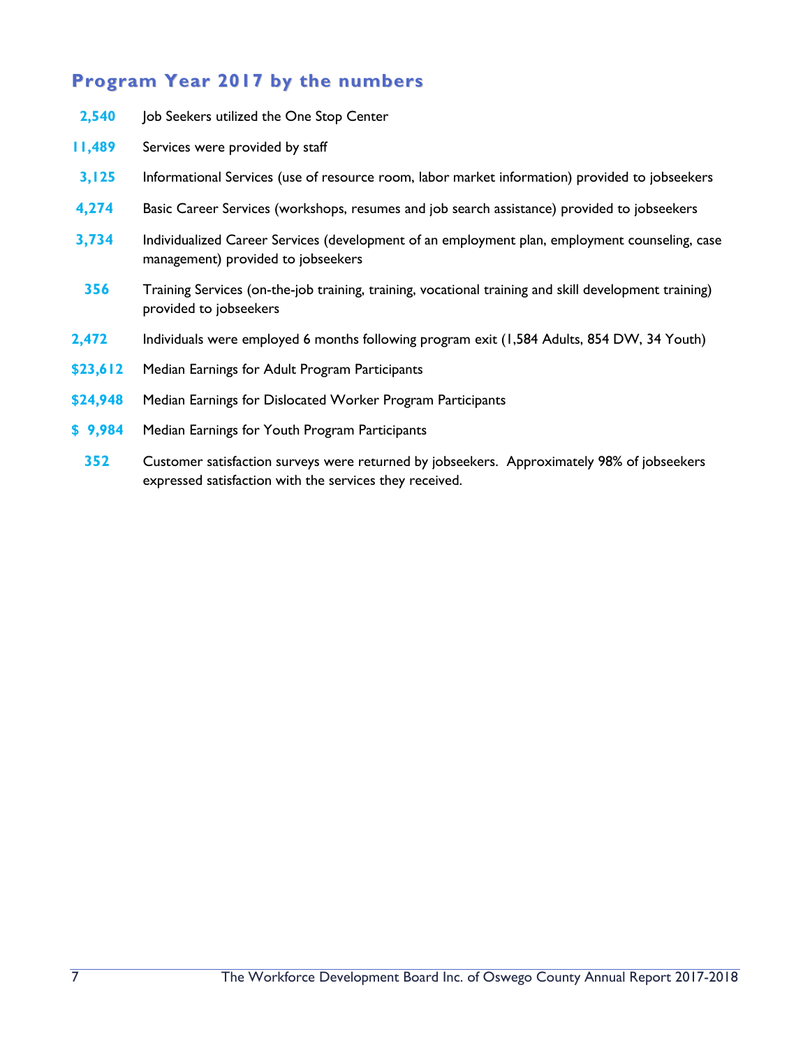## Program Year 2017 by the numbers

**2,540** Job Seekers utilized the One Stop Center

**11,489** Services were provided by staff

**3,125** Informational Services (use of resource room, labor market information) provided to jobseekers

**4,274** Basic Career Services (workshops, resumes and job search assistance) provided to jobseekers

**3,734** Individualized Career Services (development of an employment plan, employment counseling, case management) provided to jobseekers

**356** Training Services (on-the-job training, training, vocational training and skill development training) provided to jobseekers

**2,472** Individuals were employed 6 months following program exit (1,584 Adults, 854 DW, 34 Youth)

**$23,612** Median Earnings for Adult Program Participants

**$24,948** Median Earnings for Dislocated Worker Program Participants

**$ 9,984** Median Earnings for Youth Program Participants

**352** Customer satisfaction surveys were returned by jobseekers. Approximately 98% of jobseekers expressed satisfaction with the services they received.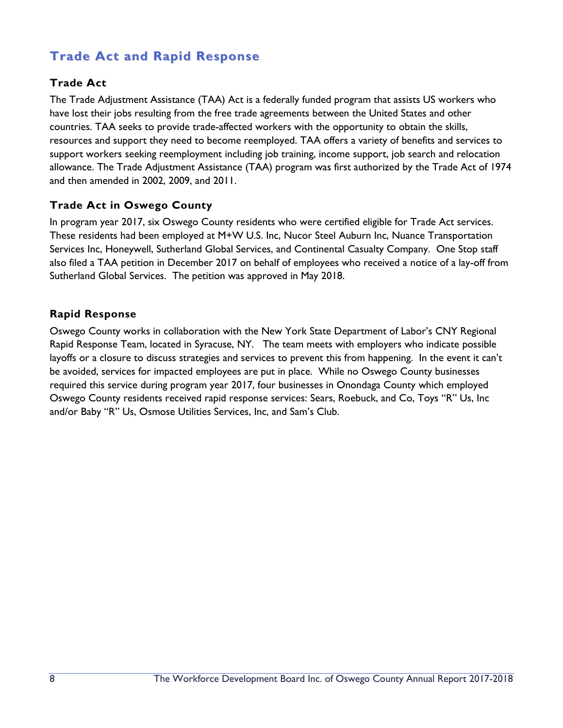## Trade Act and Rapid Response

### Trade Act

The Trade Adjustment Assistance (TAA) Act is a federally funded program that assists US workers who have lost their jobs resulting from the free trade agreements between the United States and other countries. TAA seeks to provide trade-affected workers with the opportunity to obtain the skills, resources and support they need to become reemployed. TAA offers a variety of benefits and services to support workers seeking reemployment including job training, income support, job search and relocation allowance. The Trade Adjustment Assistance (TAA) program was first authorized by the Trade Act of 1974 and then amended in 2002, 2009, and 2011.

### Trade Act in Oswego County

In program year 2017, six Oswego County residents who were certified eligible for Trade Act services. These residents had been employed at M+W U.S. Inc, Nucor Steel Auburn Inc, Nuance Transportation Services Inc, Honeywell, Sutherland Global Services, and Continental Casualty Company. One Stop staff also filed a TAA petition in December 2017 on behalf of employees who received a notice of a lay-off from Sutherland Global Services. The petition was approved in May 2018.

### Rapid Response

Oswego County works in collaboration with the New York State Department of Labor's CNY Regional Rapid Response Team, located in Syracuse, NY. The team meets with employers who indicate possible layoffs or a closure to discuss strategies and services to prevent this from happening. In the event it can't be avoided, services for impacted employees are put in place. While no Oswego County businesses required this service during program year 2017, four businesses in Onondaga County which employed Oswego County residents received rapid response services: Sears, Roebuck, and Co, Toys "R" Us, Inc and/or Baby "R" Us, Osmose Utilities Services, Inc, and Sam's Club.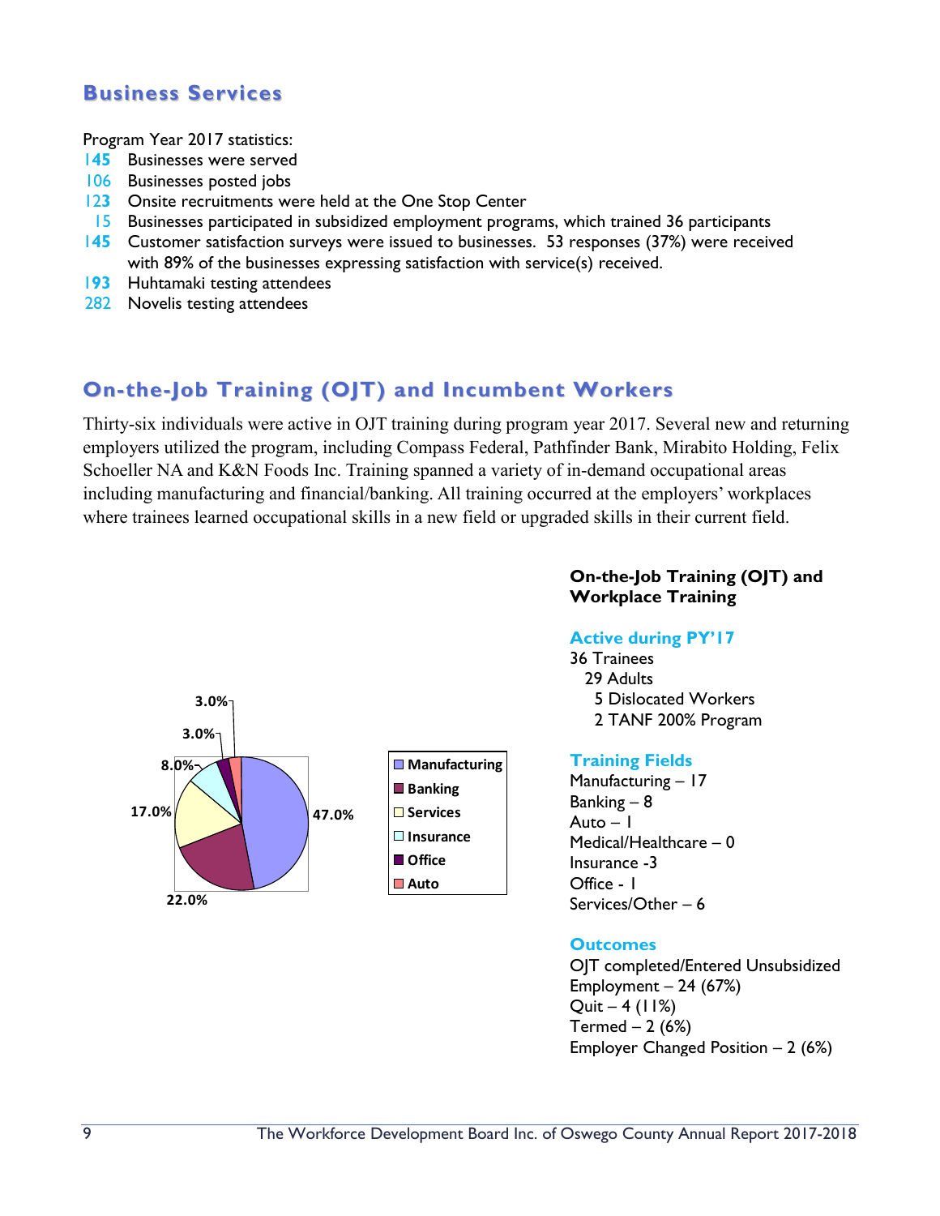## Business Services

Program Year 2017 statistics:

- **145** Businesses were served
- 106 Businesses posted jobs
- **123** Onsite recruitments were held at the One Stop Center
- 15 Businesses participated in subsidized employment programs, which trained 36 participants
- **145** Customer satisfaction surveys were issued to businesses. 53 responses (37%) were received with 89% of the businesses expressing satisfaction with service(s) received.
- **193** Huhtamaki testing attendees
- 282 Novelis testing attendees

## On-the-Job Training (OJT) and Incumbent Workers

Thirty-six individuals were active in OJT training during program year 2017. Several new and returning employers utilized the program, including Compass Federal, Pathfinder Bank, Mirabito Holding, Felix Schoeller NA and K&N Foods Inc. Training spanned a variety of in-demand occupational areas including manufacturing and financial/banking. All training occurred at the employers' workplaces where trainees learned occupational skills in a new field or upgraded skills in their current field.

| Training Field | Percentage |
|---|---|
| Manufacturing | 47.0% |
| Banking | 22.0% |
| Services | 17.0% |
| Insurance | 8.0% |
| Office | 3.0% |
| Auto | 3.0% |

### On-the-Job Training (OJT) and Workplace Training

**Active during PY'17**

36 Trainees
- 29 Adults
- 5 Dislocated Workers
- 2 TANF 200% Program

**Training Fields**

Manufacturing – 17
Banking – 8
Auto – 1
Medical/Healthcare – 0
Insurance -3
Office - 1
Services/Other – 6

**Outcomes**

OJT completed/Entered Unsubsidized Employment – 24 (67%)
Quit – 4 (11%)
Termed – 2 (6%)
Employer Changed Position – 2 (6%)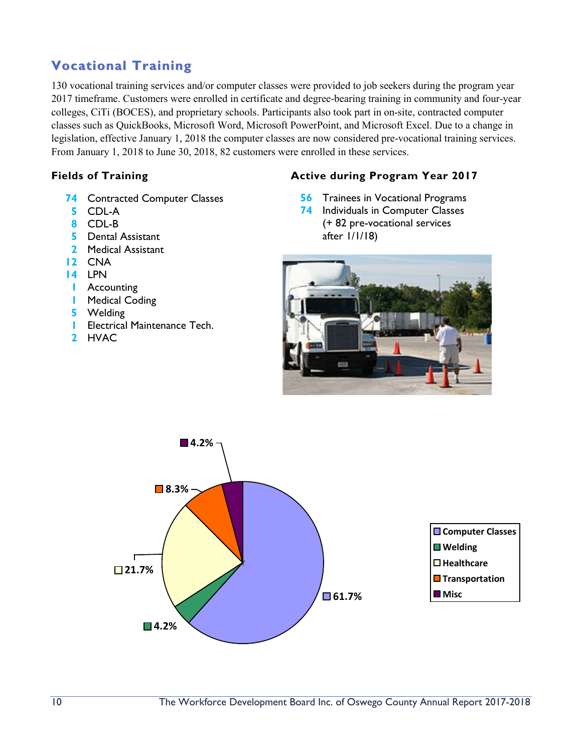## Vocational Training

130 vocational training services and/or computer classes were provided to job seekers during the program year 2017 timeframe. Customers were enrolled in certificate and degree-bearing training in community and four-year colleges, CiTi (BOCES), and proprietary schools. Participants also took part in on-site, contracted computer classes such as QuickBooks, Microsoft Word, Microsoft PowerPoint, and Microsoft Excel. Due to a change in legislation, effective January 1, 2018 the computer classes are now considered pre-vocational training services. From January 1, 2018 to June 30, 2018, 82 customers were enrolled in these services.

### Fields of Training

- **74** Contracted Computer Classes
- **5** CDL-A
- **8** CDL-B
- **5** Dental Assistant
- **2** Medical Assistant
- **12** CNA
- **14** LPN
- **1** Accounting
- **1** Medical Coding
- **5** Welding
- **1** Electrical Maintenance Tech.
- **2** HVAC

### Active during Program Year 2017

- **56** Trainees in Vocational Programs
- **74** Individuals in Computer Classes (+ 82 pre-vocational services after 1/1/18)

| Field | Percentage |
|---|---|
| Computer Classes | 61.7% |
| Welding | 4.2% |
| Healthcare | 21.7% |
| Transportation | 8.3% |
| Misc | 4.2% |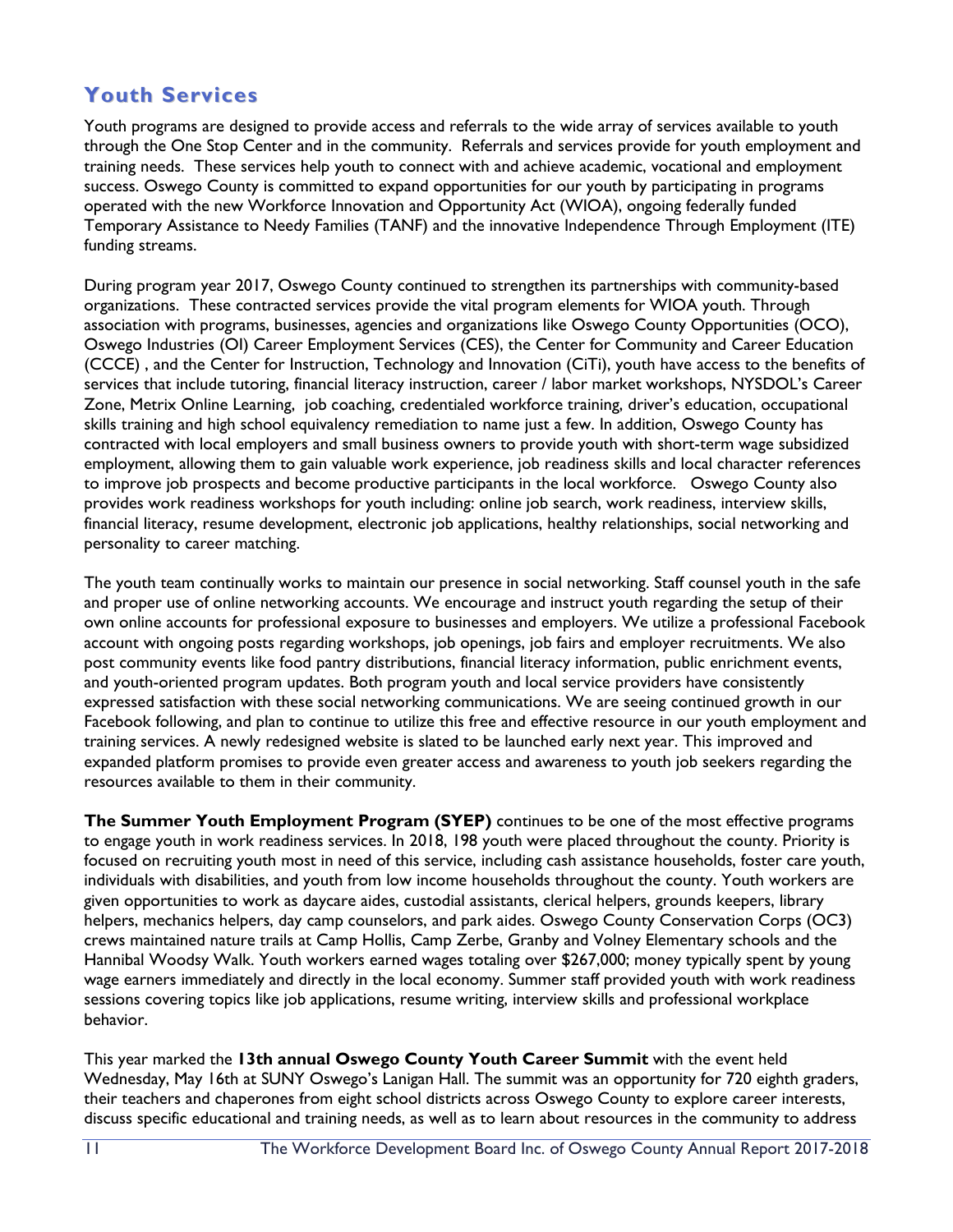## Youth Services

Youth programs are designed to provide access and referrals to the wide array of services available to youth through the One Stop Center and in the community. Referrals and services provide for youth employment and training needs. These services help youth to connect with and achieve academic, vocational and employment success. Oswego County is committed to expand opportunities for our youth by participating in programs operated with the new Workforce Innovation and Opportunity Act (WIOA), ongoing federally funded Temporary Assistance to Needy Families (TANF) and the innovative Independence Through Employment (ITE) funding streams.

During program year 2017, Oswego County continued to strengthen its partnerships with community-based organizations. These contracted services provide the vital program elements for WIOA youth. Through association with programs, businesses, agencies and organizations like Oswego County Opportunities (OCO), Oswego Industries (OI) Career Employment Services (CES), the Center for Community and Career Education (CCCE) , and the Center for Instruction, Technology and Innovation (CiTi), youth have access to the benefits of services that include tutoring, financial literacy instruction, career / labor market workshops, NYSDOL's Career Zone, Metrix Online Learning, job coaching, credentialed workforce training, driver's education, occupational skills training and high school equivalency remediation to name just a few. In addition, Oswego County has contracted with local employers and small business owners to provide youth with short-term wage subsidized employment, allowing them to gain valuable work experience, job readiness skills and local character references to improve job prospects and become productive participants in the local workforce. Oswego County also provides work readiness workshops for youth including: online job search, work readiness, interview skills, financial literacy, resume development, electronic job applications, healthy relationships, social networking and personality to career matching.

The youth team continually works to maintain our presence in social networking. Staff counsel youth in the safe and proper use of online networking accounts. We encourage and instruct youth regarding the setup of their own online accounts for professional exposure to businesses and employers. We utilize a professional Facebook account with ongoing posts regarding workshops, job openings, job fairs and employer recruitments. We also post community events like food pantry distributions, financial literacy information, public enrichment events, and youth-oriented program updates. Both program youth and local service providers have consistently expressed satisfaction with these social networking communications. We are seeing continued growth in our Facebook following, and plan to continue to utilize this free and effective resource in our youth employment and training services. A newly redesigned website is slated to be launched early next year. This improved and expanded platform promises to provide even greater access and awareness to youth job seekers regarding the resources available to them in their community.

**The Summer Youth Employment Program (SYEP)** continues to be one of the most effective programs to engage youth in work readiness services. In 2018, 198 youth were placed throughout the county. Priority is focused on recruiting youth most in need of this service, including cash assistance households, foster care youth, individuals with disabilities, and youth from low income households throughout the county. Youth workers are given opportunities to work as daycare aides, custodial assistants, clerical helpers, grounds keepers, library helpers, mechanics helpers, day camp counselors, and park aides. Oswego County Conservation Corps (OC3) crews maintained nature trails at Camp Hollis, Camp Zerbe, Granby and Volney Elementary schools and the Hannibal Woodsy Walk. Youth workers earned wages totaling over $267,000; money typically spent by young wage earners immediately and directly in the local economy. Summer staff provided youth with work readiness sessions covering topics like job applications, resume writing, interview skills and professional workplace behavior.

This year marked the **13th annual Oswego County Youth Career Summit** with the event held Wednesday, May 16th at SUNY Oswego's Lanigan Hall. The summit was an opportunity for 720 eighth graders, their teachers and chaperones from eight school districts across Oswego County to explore career interests, discuss specific educational and training needs, as well as to learn about resources in the community to address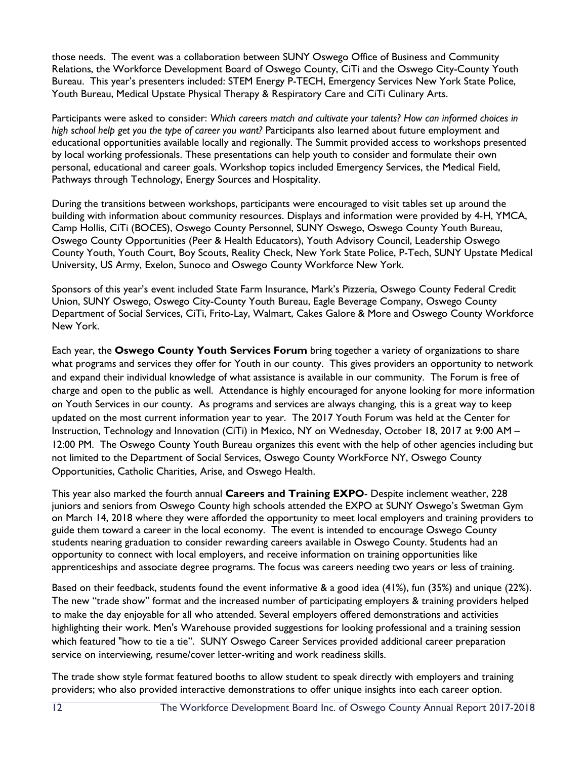those needs. The event was a collaboration between SUNY Oswego Office of Business and Community Relations, the Workforce Development Board of Oswego County, CiTi and the Oswego City-County Youth Bureau. This year's presenters included: STEM Energy P-TECH, Emergency Services New York State Police, Youth Bureau, Medical Upstate Physical Therapy & Respiratory Care and CiTi Culinary Arts.

Participants were asked to consider: *Which careers match and cultivate your talents? How can informed choices in high school help get you the type of career you want?* Participants also learned about future employment and educational opportunities available locally and regionally. The Summit provided access to workshops presented by local working professionals. These presentations can help youth to consider and formulate their own personal, educational and career goals. Workshop topics included Emergency Services, the Medical Field, Pathways through Technology, Energy Sources and Hospitality.

During the transitions between workshops, participants were encouraged to visit tables set up around the building with information about community resources. Displays and information were provided by 4-H, YMCA, Camp Hollis, CiTi (BOCES), Oswego County Personnel, SUNY Oswego, Oswego County Youth Bureau, Oswego County Opportunities (Peer & Health Educators), Youth Advisory Council, Leadership Oswego County Youth, Youth Court, Boy Scouts, Reality Check, New York State Police, P-Tech, SUNY Upstate Medical University, US Army, Exelon, Sunoco and Oswego County Workforce New York.

Sponsors of this year's event included State Farm Insurance, Mark's Pizzeria, Oswego County Federal Credit Union, SUNY Oswego, Oswego City-County Youth Bureau, Eagle Beverage Company, Oswego County Department of Social Services, CiTi, Frito-Lay, Walmart, Cakes Galore & More and Oswego County Workforce New York.

Each year, the **Oswego County Youth Services Forum** bring together a variety of organizations to share what programs and services they offer for Youth in our county. This gives providers an opportunity to network and expand their individual knowledge of what assistance is available in our community. The Forum is free of charge and open to the public as well. Attendance is highly encouraged for anyone looking for more information on Youth Services in our county. As programs and services are always changing, this is a great way to keep updated on the most current information year to year. The 2017 Youth Forum was held at the Center for Instruction, Technology and Innovation (CiTi) in Mexico, NY on Wednesday, October 18, 2017 at 9:00 AM – 12:00 PM. The Oswego County Youth Bureau organizes this event with the help of other agencies including but not limited to the Department of Social Services, Oswego County WorkForce NY, Oswego County Opportunities, Catholic Charities, Arise, and Oswego Health.

This year also marked the fourth annual **Careers and Training EXPO**- Despite inclement weather, 228 juniors and seniors from Oswego County high schools attended the EXPO at SUNY Oswego's Swetman Gym on March 14, 2018 where they were afforded the opportunity to meet local employers and training providers to guide them toward a career in the local economy. The event is intended to encourage Oswego County students nearing graduation to consider rewarding careers available in Oswego County. Students had an opportunity to connect with local employers, and receive information on training opportunities like apprenticeships and associate degree programs. The focus was careers needing two years or less of training.

Based on their feedback, students found the event informative & a good idea (41%), fun (35%) and unique (22%). The new "trade show" format and the increased number of participating employers & training providers helped to make the day enjoyable for all who attended. Several employers offered demonstrations and activities highlighting their work. Men's Warehouse provided suggestions for looking professional and a training session which featured "how to tie a tie". SUNY Oswego Career Services provided additional career preparation service on interviewing, resume/cover letter-writing and work readiness skills.

The trade show style format featured booths to allow student to speak directly with employers and training providers; who also provided interactive demonstrations to offer unique insights into each career option.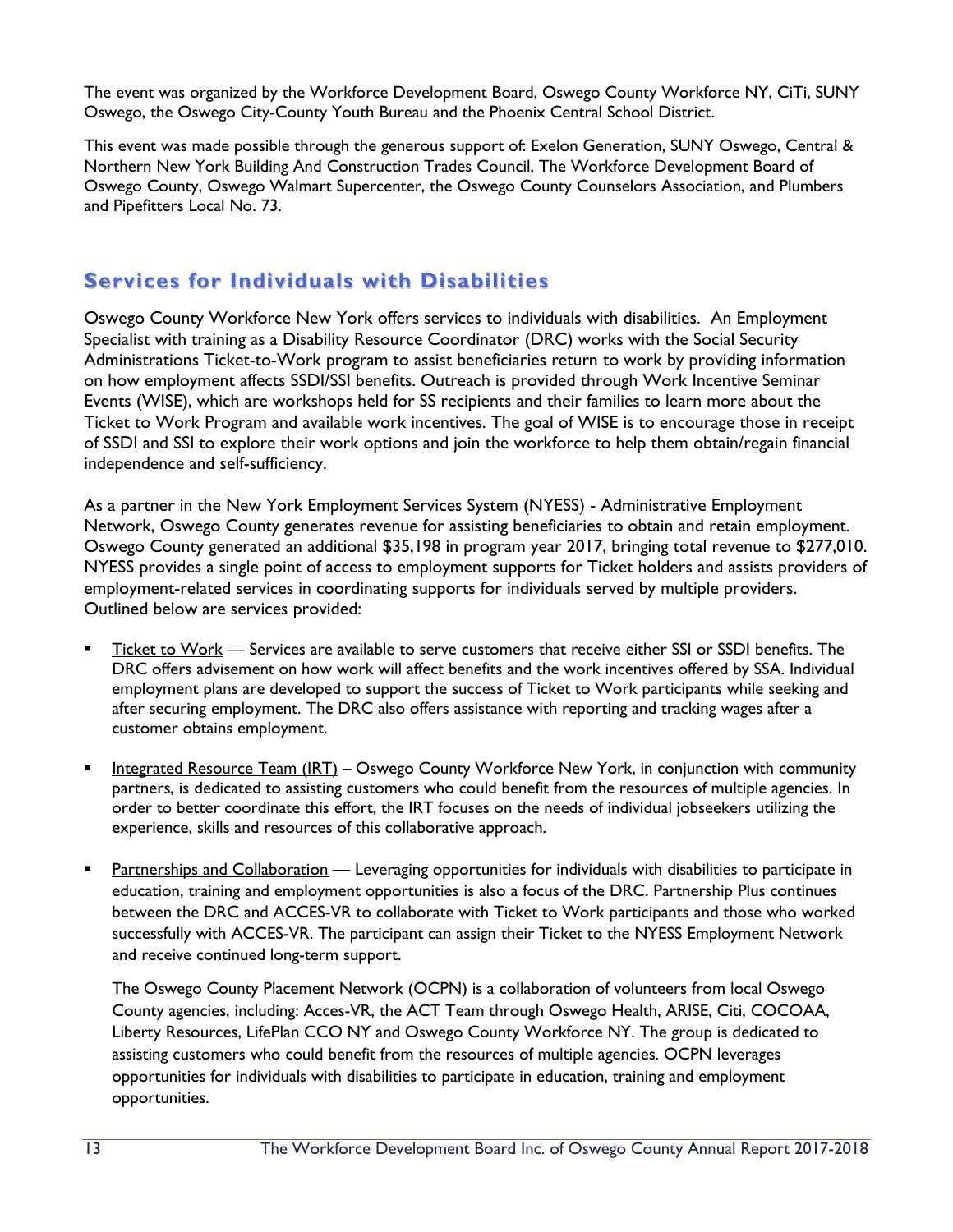The event was organized by the Workforce Development Board, Oswego County Workforce NY, CiTi, SUNY Oswego, the Oswego City-County Youth Bureau and the Phoenix Central School District.

This event was made possible through the generous support of: Exelon Generation, SUNY Oswego, Central & Northern New York Building And Construction Trades Council, The Workforce Development Board of Oswego County, Oswego Walmart Supercenter, the Oswego County Counselors Association, and Plumbers and Pipefitters Local No. 73.

## Services for Individuals with Disabilities

Oswego County Workforce New York offers services to individuals with disabilities. An Employment Specialist with training as a Disability Resource Coordinator (DRC) works with the Social Security Administrations Ticket-to-Work program to assist beneficiaries return to work by providing information on how employment affects SSDI/SSI benefits. Outreach is provided through Work Incentive Seminar Events (WISE), which are workshops held for SS recipients and their families to learn more about the Ticket to Work Program and available work incentives. The goal of WISE is to encourage those in receipt of SSDI and SSI to explore their work options and join the workforce to help them obtain/regain financial independence and self-sufficiency.

As a partner in the New York Employment Services System (NYESS) - Administrative Employment Network, Oswego County generates revenue for assisting beneficiaries to obtain and retain employment. Oswego County generated an additional $35,198 in program year 2017, bringing total revenue to $277,010. NYESS provides a single point of access to employment supports for Ticket holders and assists providers of employment-related services in coordinating supports for individuals served by multiple providers. Outlined below are services provided:

- Ticket to Work — Services are available to serve customers that receive either SSI or SSDI benefits. The DRC offers advisement on how work will affect benefits and the work incentives offered by SSA. Individual employment plans are developed to support the success of Ticket to Work participants while seeking and after securing employment. The DRC also offers assistance with reporting and tracking wages after a customer obtains employment.

- Integrated Resource Team (IRT) – Oswego County Workforce New York, in conjunction with community partners, is dedicated to assisting customers who could benefit from the resources of multiple agencies. In order to better coordinate this effort, the IRT focuses on the needs of individual jobseekers utilizing the experience, skills and resources of this collaborative approach.

- Partnerships and Collaboration — Leveraging opportunities for individuals with disabilities to participate in education, training and employment opportunities is also a focus of the DRC. Partnership Plus continues between the DRC and ACCES-VR to collaborate with Ticket to Work participants and those who worked successfully with ACCES-VR. The participant can assign their Ticket to the NYESS Employment Network and receive continued long-term support.

  The Oswego County Placement Network (OCPN) is a collaboration of volunteers from local Oswego County agencies, including: Acces-VR, the ACT Team through Oswego Health, ARISE, Citi, COCOAA, Liberty Resources, LifePlan CCO NY and Oswego County Workforce NY. The group is dedicated to assisting customers who could benefit from the resources of multiple agencies. OCPN leverages opportunities for individuals with disabilities to participate in education, training and employment opportunities.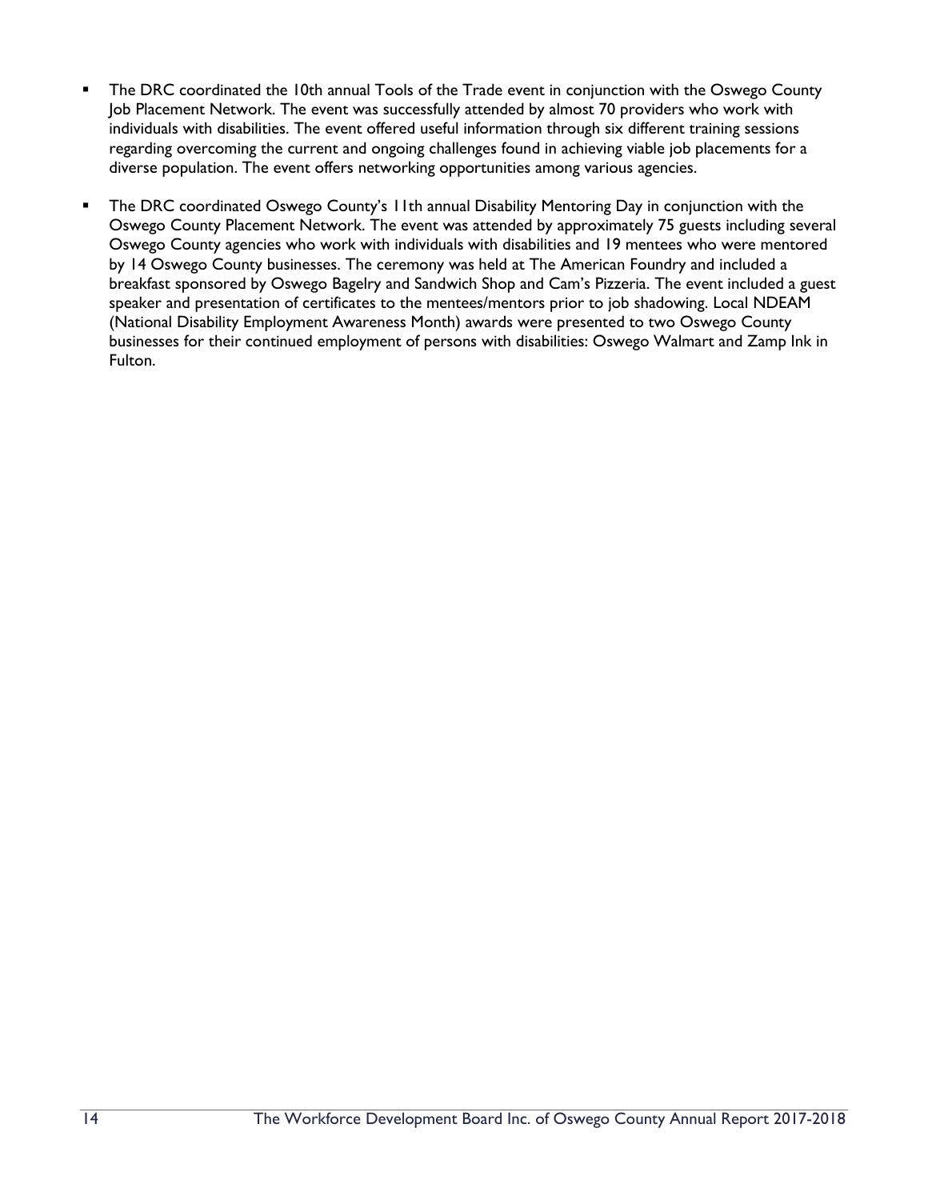- The DRC coordinated the 10th annual Tools of the Trade event in conjunction with the Oswego County Job Placement Network. The event was successfully attended by almost 70 providers who work with individuals with disabilities. The event offered useful information through six different training sessions regarding overcoming the current and ongoing challenges found in achieving viable job placements for a diverse population. The event offers networking opportunities among various agencies.
- The DRC coordinated Oswego County's 11th annual Disability Mentoring Day in conjunction with the Oswego County Placement Network. The event was attended by approximately 75 guests including several Oswego County agencies who work with individuals with disabilities and 19 mentees who were mentored by 14 Oswego County businesses. The ceremony was held at The American Foundry and included a breakfast sponsored by Oswego Bagelry and Sandwich Shop and Cam's Pizzeria. The event included a guest speaker and presentation of certificates to the mentees/mentors prior to job shadowing. Local NDEAM (National Disability Employment Awareness Month) awards were presented to two Oswego County businesses for their continued employment of persons with disabilities: Oswego Walmart and Zamp Ink in Fulton.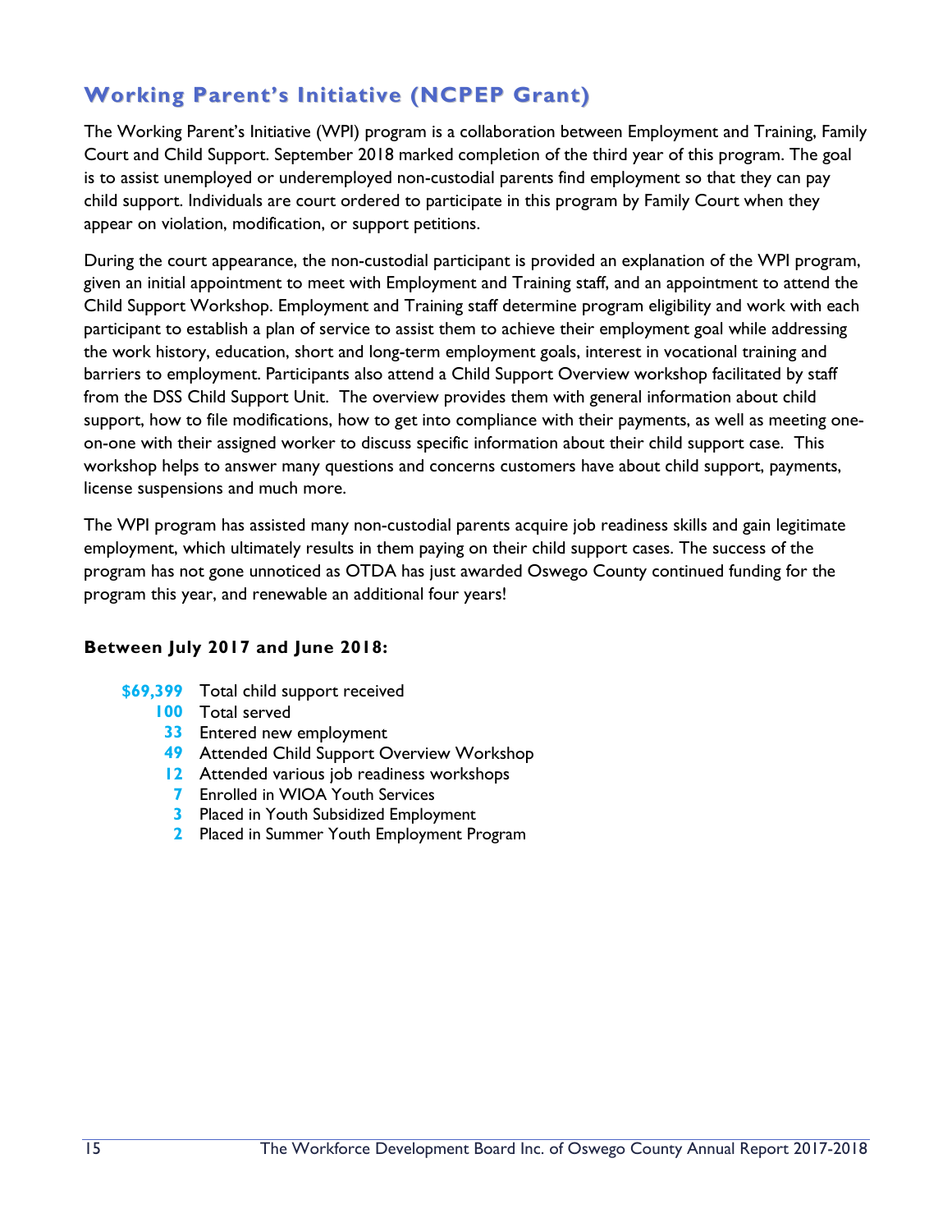## Working Parent's Initiative (NCPEP Grant)

The Working Parent's Initiative (WPI) program is a collaboration between Employment and Training, Family Court and Child Support. September 2018 marked completion of the third year of this program. The goal is to assist unemployed or underemployed non-custodial parents find employment so that they can pay child support. Individuals are court ordered to participate in this program by Family Court when they appear on violation, modification, or support petitions.

During the court appearance, the non-custodial participant is provided an explanation of the WPI program, given an initial appointment to meet with Employment and Training staff, and an appointment to attend the Child Support Workshop. Employment and Training staff determine program eligibility and work with each participant to establish a plan of service to assist them to achieve their employment goal while addressing the work history, education, short and long-term employment goals, interest in vocational training and barriers to employment. Participants also attend a Child Support Overview workshop facilitated by staff from the DSS Child Support Unit. The overview provides them with general information about child support, how to file modifications, how to get into compliance with their payments, as well as meeting one-on-one with their assigned worker to discuss specific information about their child support case. This workshop helps to answer many questions and concerns customers have about child support, payments, license suspensions and much more.

The WPI program has assisted many non-custodial parents acquire job readiness skills and gain legitimate employment, which ultimately results in them paying on their child support cases. The success of the program has not gone unnoticed as OTDA has just awarded Oswego County continued funding for the program this year, and renewable an additional four years!

**Between July 2017 and June 2018:**

- **$69,399** Total child support received
- **100** Total served
- **33** Entered new employment
- **49** Attended Child Support Overview Workshop
- **12** Attended various job readiness workshops
- **7** Enrolled in WIOA Youth Services
- **3** Placed in Youth Subsidized Employment
- **2** Placed in Summer Youth Employment Program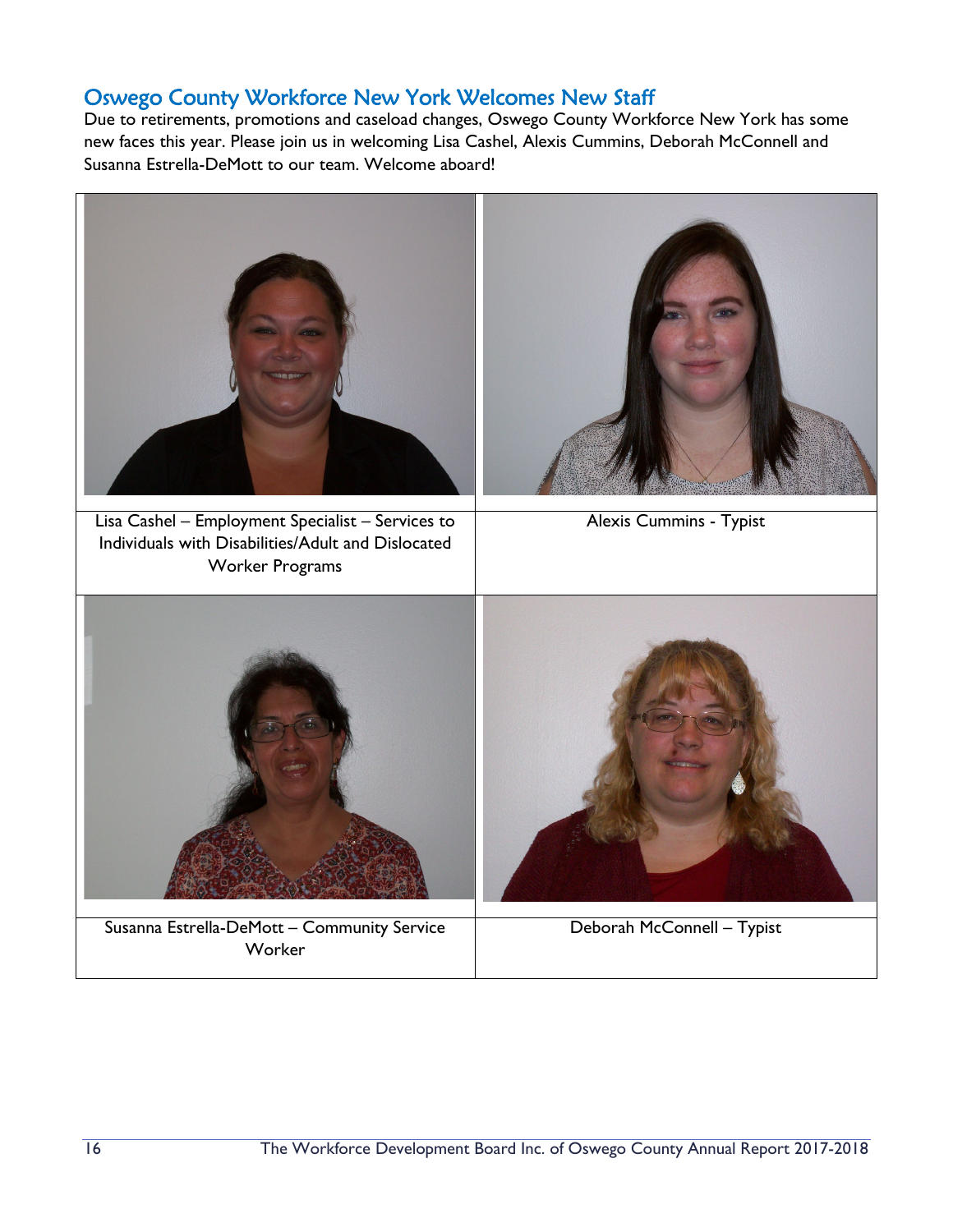## Oswego County Workforce New York Welcomes New Staff

Due to retirements, promotions and caseload changes, Oswego County Workforce New York has some new faces this year. Please join us in welcoming Lisa Cashel, Alexis Cummins, Deborah McConnell and Susanna Estrella-DeMott to our team. Welcome aboard!

| | |
|---|---|
| Lisa Cashel – Employment Specialist – Services to Individuals with Disabilities/Adult and Dislocated Worker Programs | Alexis Cummins - Typist |
| Susanna Estrella-DeMott – Community Service Worker | Deborah McConnell – Typist |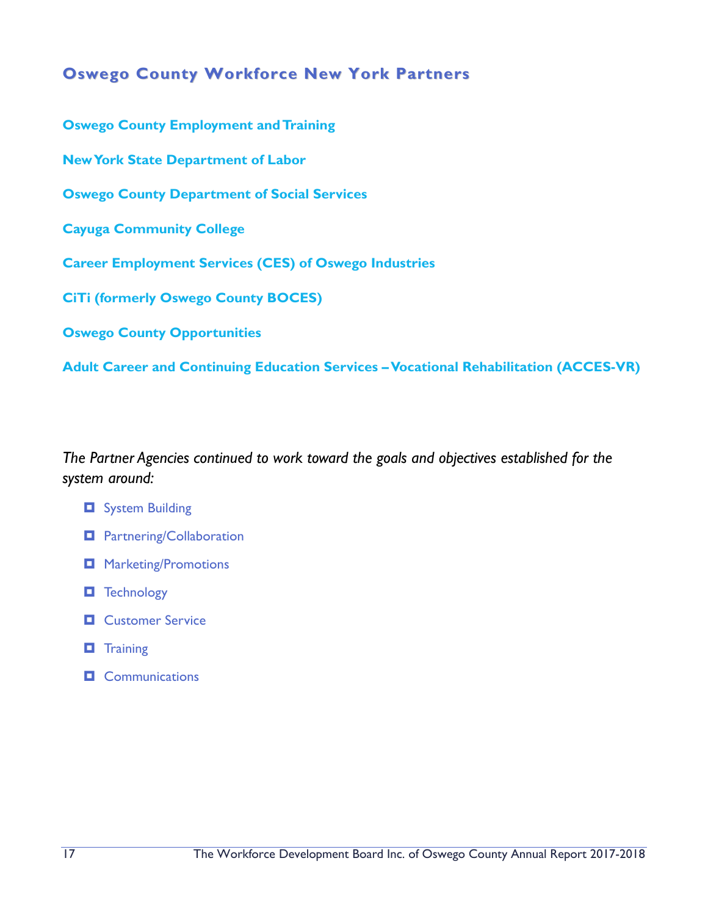## Oswego County Workforce New York Partners

**Oswego County Employment and Training**

**New York State Department of Labor**

**Oswego County Department of Social Services**

**Cayuga Community College**

**Career Employment Services (CES) of Oswego Industries**

**CiTi (formerly Oswego County BOCES)**

**Oswego County Opportunities**

**Adult Career and Continuing Education Services – Vocational Rehabilitation (ACCES-VR)**

*The Partner Agencies continued to work toward the goals and objectives established for the system around:*

- System Building
- Partnering/Collaboration
- Marketing/Promotions
- Technology
- Customer Service
- Training
- Communications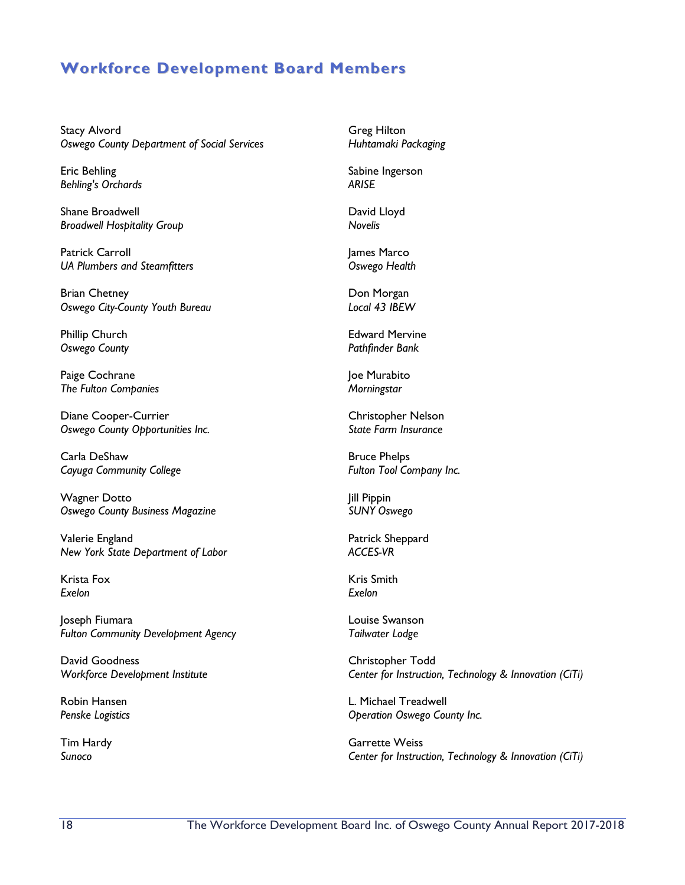## Workforce Development Board Members

Stacy Alvord
*Oswego County Department of Social Services*

Eric Behling
*Behling's Orchards*

Shane Broadwell
*Broadwell Hospitality Group*

Patrick Carroll
*UA Plumbers and Steamfitters*

Brian Chetney
*Oswego City-County Youth Bureau*

Phillip Church
*Oswego County*

Paige Cochrane
*The Fulton Companies*

Diane Cooper-Currier
*Oswego County Opportunities Inc.*

Carla DeShaw
*Cayuga Community College*

Wagner Dotto
*Oswego County Business Magazine*

Valerie England
*New York State Department of Labor*

Krista Fox
*Exelon*

Joseph Fiumara
*Fulton Community Development Agency*

David Goodness
*Workforce Development Institute*

Robin Hansen
*Penske Logistics*

Tim Hardy
*Sunoco*

Greg Hilton
*Huhtamaki Packaging*

Sabine Ingerson
*ARISE*

David Lloyd
*Novelis*

James Marco
*Oswego Health*

Don Morgan
*Local 43 IBEW*

Edward Mervine
*Pathfinder Bank*

Joe Murabito
*Morningstar*

Christopher Nelson
*State Farm Insurance*

Bruce Phelps
*Fulton Tool Company Inc.*

Jill Pippin
*SUNY Oswego*

Patrick Sheppard
*ACCES-VR*

Kris Smith
*Exelon*

Louise Swanson
*Tailwater Lodge*

Christopher Todd
*Center for Instruction, Technology & Innovation (CiTi)*

L. Michael Treadwell
*Operation Oswego County Inc.*

Garrette Weiss
*Center for Instruction, Technology & Innovation (CiTi)*